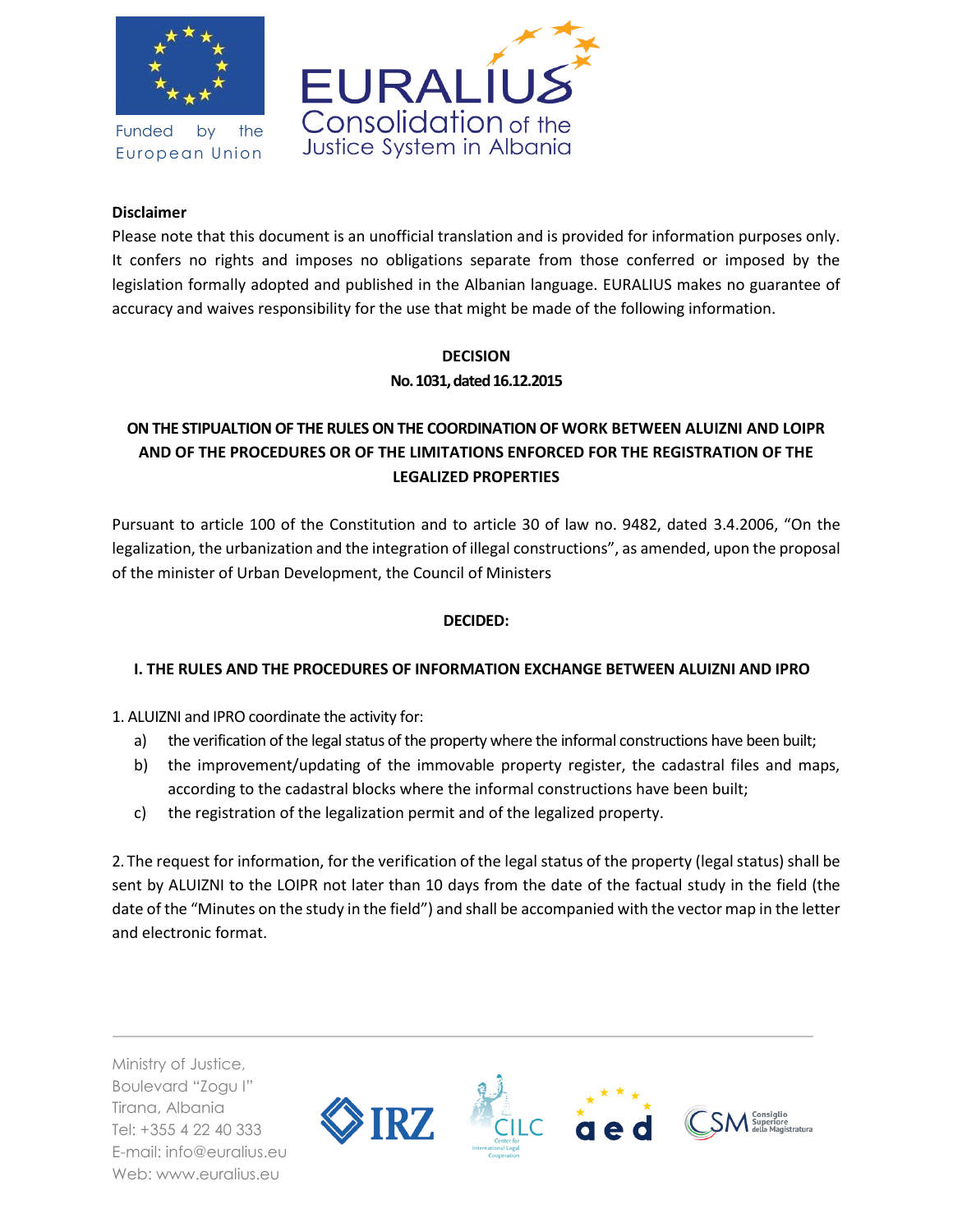**Disclaimer**

Please note that this document is an unofficial translation and is provided for information purposes only. It confers no rights and imposes no obligations separate from those conferred or imposed by the legislation formally adopted and published in the Albanian language. EURALIUS makes no guarantee of accuracy and waives responsibility for the use that might be made of the following information.

**DECISION**

**No. 1031, dated 16.12.2015**

**ON THE STIPUALTION OF THE RULES ON THE COORDINATION OF WORK BETWEEN ALUIZNI AND LOIPR AND OF THE PROCEDURES OR OF THE LIMITATIONS ENFORCED FOR THE REGISTRATION OF THE LEGALIZED PROPERTIES**

Pursuant to article 100 of the Constitution and to article 30 of law no. 9482, dated 3.4.2006, "On the legalization, the urbanization and the integration of illegal constructions", as amended, upon the proposal of the minister of Urban Development, the Council of Ministers

**DECIDED:**

**I. THE RULES AND THE PROCEDURES OF INFORMATION EXCHANGE BETWEEN ALUIZNI AND IPRO**

1. ALUIZNI and IPRO coordinate the activity for:
   a) the verification of the legal status of the property where the informal constructions have been built;
   b) the improvement/updating of the immovable property register, the cadastral files and maps, according to the cadastral blocks where the informal constructions have been built;
   c) the registration of the legalization permit and of the legalized property.

2. The request for information, for the verification of the legal status of the property (legal status) shall be sent by ALUIZNI to the LOIPR not later than 10 days from the date of the factual study in the field (the date of the "Minutes on the study in the field") and shall be accompanied with the vector map in the letter and electronic format.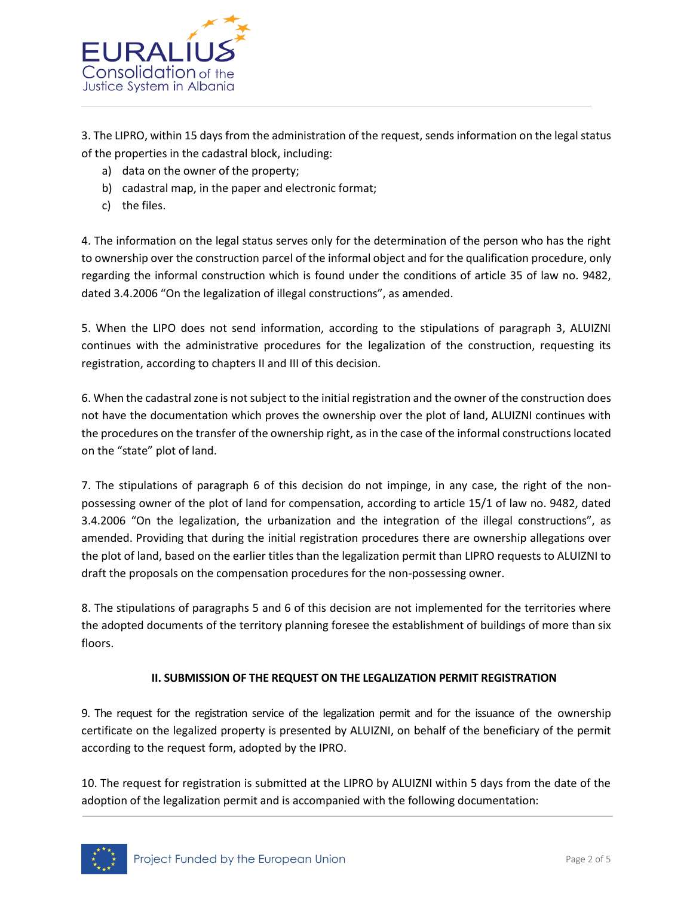3. The LIPRO, within 15 days from the administration of the request, sends information on the legal status of the properties in the cadastral block, including:

a) data on the owner of the property;
b) cadastral map, in the paper and electronic format;
c) the files.

4. The information on the legal status serves only for the determination of the person who has the right to ownership over the construction parcel of the informal object and for the qualification procedure, only regarding the informal construction which is found under the conditions of article 35 of law no. 9482, dated 3.4.2006 "On the legalization of illegal constructions", as amended.

5. When the LIPO does not send information, according to the stipulations of paragraph 3, ALUIZNI continues with the administrative procedures for the legalization of the construction, requesting its registration, according to chapters II and III of this decision.

6. When the cadastral zone is not subject to the initial registration and the owner of the construction does not have the documentation which proves the ownership over the plot of land, ALUIZNI continues with the procedures on the transfer of the ownership right, as in the case of the informal constructions located on the "state" plot of land.

7. The stipulations of paragraph 6 of this decision do not impinge, in any case, the right of the non-possessing owner of the plot of land for compensation, according to article 15/1 of law no. 9482, dated 3.4.2006 "On the legalization, the urbanization and the integration of the illegal constructions", as amended. Providing that during the initial registration procedures there are ownership allegations over the plot of land, based on the earlier titles than the legalization permit than LIPRO requests to ALUIZNI to draft the proposals on the compensation procedures for the non-possessing owner.

8. The stipulations of paragraphs 5 and 6 of this decision are not implemented for the territories where the adopted documents of the territory planning foresee the establishment of buildings of more than six floors.

**II. SUBMISSION OF THE REQUEST ON THE LEGALIZATION PERMIT REGISTRATION**

9. The request for the registration service of the legalization permit and for the issuance of the ownership certificate on the legalized property is presented by ALUIZNI, on behalf of the beneficiary of the permit according to the request form, adopted by the IPRO.

10. The request for registration is submitted at the LIPRO by ALUIZNI within 5 days from the date of the adoption of the legalization permit and is accompanied with the following documentation: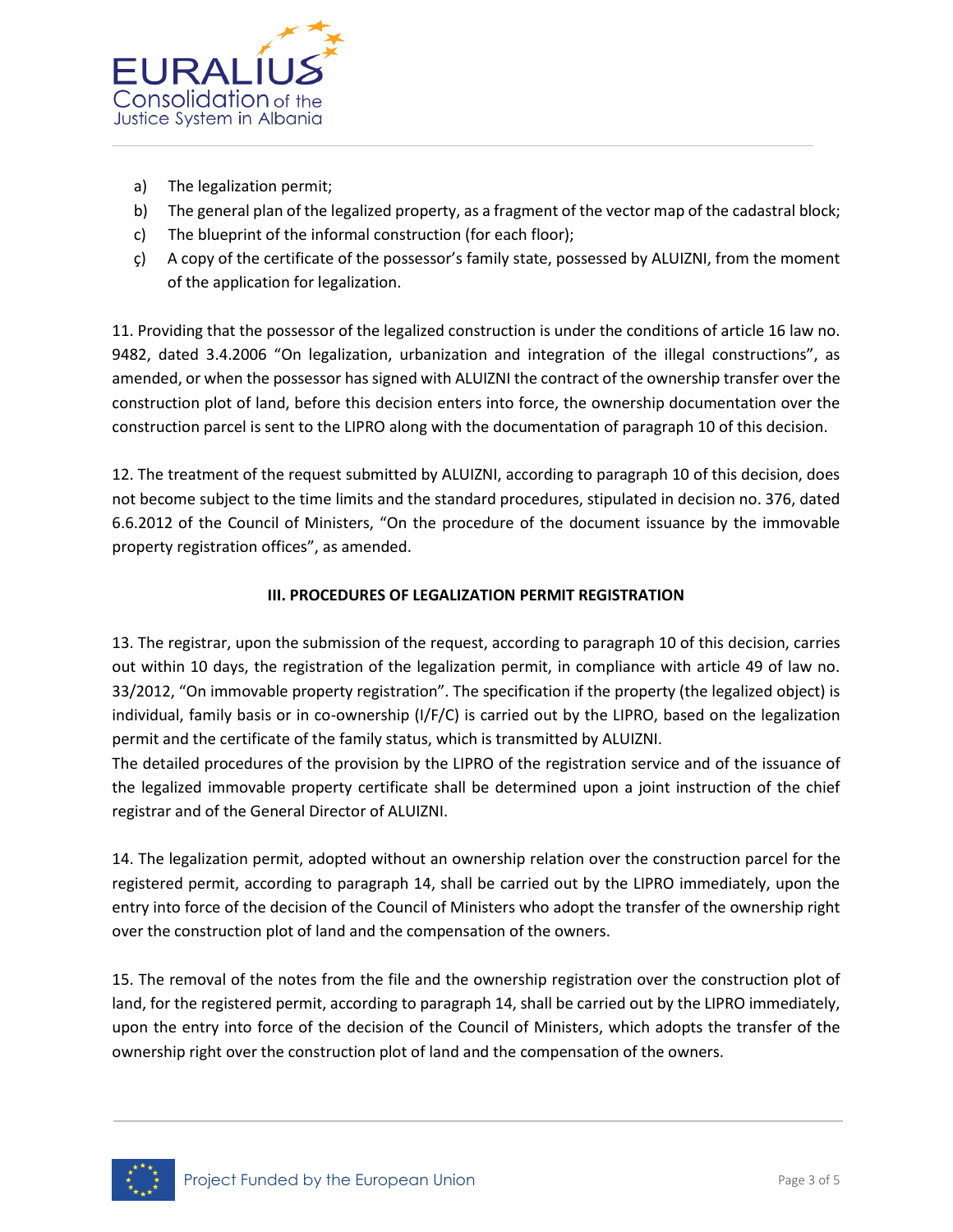a) The legalization permit;
b) The general plan of the legalized property, as a fragment of the vector map of the cadastral block;
c) The blueprint of the informal construction (for each floor);
ç) A copy of the certificate of the possessor's family state, possessed by ALUIZNI, from the moment of the application for legalization.

11. Providing that the possessor of the legalized construction is under the conditions of article 16 law no. 9482, dated 3.4.2006 "On legalization, urbanization and integration of the illegal constructions", as amended, or when the possessor has signed with ALUIZNI the contract of the ownership transfer over the construction plot of land, before this decision enters into force, the ownership documentation over the construction parcel is sent to the LIPRO along with the documentation of paragraph 10 of this decision.

12. The treatment of the request submitted by ALUIZNI, according to paragraph 10 of this decision, does not become subject to the time limits and the standard procedures, stipulated in decision no. 376, dated 6.6.2012 of the Council of Ministers, "On the procedure of the document issuance by the immovable property registration offices", as amended.

### III. PROCEDURES OF LEGALIZATION PERMIT REGISTRATION

13. The registrar, upon the submission of the request, according to paragraph 10 of this decision, carries out within 10 days, the registration of the legalization permit, in compliance with article 49 of law no. 33/2012, "On immovable property registration". The specification if the property (the legalized object) is individual, family basis or in co-ownership (I/F/C) is carried out by the LIPRO, based on the legalization permit and the certificate of the family status, which is transmitted by ALUIZNI.
The detailed procedures of the provision by the LIPRO of the registration service and of the issuance of the legalized immovable property certificate shall be determined upon a joint instruction of the chief registrar and of the General Director of ALUIZNI.

14. The legalization permit, adopted without an ownership relation over the construction parcel for the registered permit, according to paragraph 14, shall be carried out by the LIPRO immediately, upon the entry into force of the decision of the Council of Ministers who adopt the transfer of the ownership right over the construction plot of land and the compensation of the owners.

15. The removal of the notes from the file and the ownership registration over the construction plot of land, for the registered permit, according to paragraph 14, shall be carried out by the LIPRO immediately, upon the entry into force of the decision of the Council of Ministers, which adopts the transfer of the ownership right over the construction plot of land and the compensation of the owners.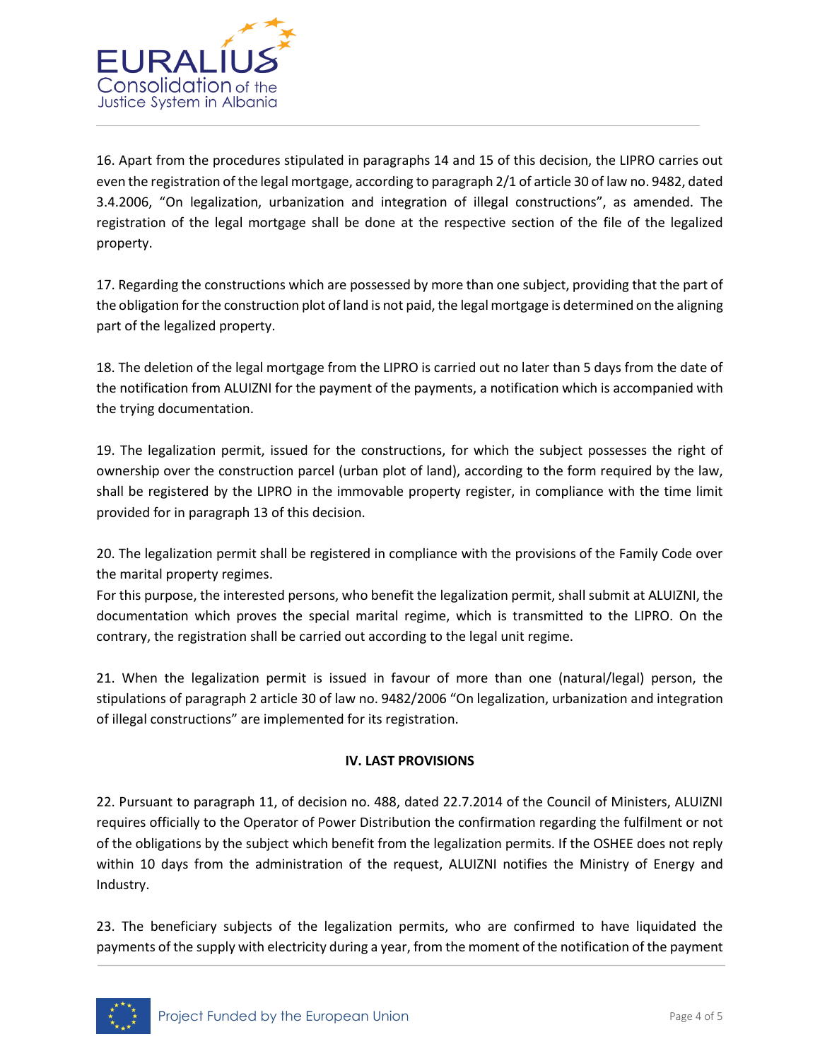16. Apart from the procedures stipulated in paragraphs 14 and 15 of this decision, the LIPRO carries out even the registration of the legal mortgage, according to paragraph 2/1 of article 30 of law no. 9482, dated 3.4.2006, "On legalization, urbanization and integration of illegal constructions", as amended. The registration of the legal mortgage shall be done at the respective section of the file of the legalized property.

17. Regarding the constructions which are possessed by more than one subject, providing that the part of the obligation for the construction plot of land is not paid, the legal mortgage is determined on the aligning part of the legalized property.

18. The deletion of the legal mortgage from the LIPRO is carried out no later than 5 days from the date of the notification from ALUIZNI for the payment of the payments, a notification which is accompanied with the trying documentation.

19. The legalization permit, issued for the constructions, for which the subject possesses the right of ownership over the construction parcel (urban plot of land), according to the form required by the law, shall be registered by the LIPRO in the immovable property register, in compliance with the time limit provided for in paragraph 13 of this decision.

20. The legalization permit shall be registered in compliance with the provisions of the Family Code over the marital property regimes.
For this purpose, the interested persons, who benefit the legalization permit, shall submit at ALUIZNI, the documentation which proves the special marital regime, which is transmitted to the LIPRO. On the contrary, the registration shall be carried out according to the legal unit regime.

21. When the legalization permit is issued in favour of more than one (natural/legal) person, the stipulations of paragraph 2 article 30 of law no. 9482/2006 "On legalization, urbanization and integration of illegal constructions" are implemented for its registration.

**IV. LAST PROVISIONS**

22. Pursuant to paragraph 11, of decision no. 488, dated 22.7.2014 of the Council of Ministers, ALUIZNI requires officially to the Operator of Power Distribution the confirmation regarding the fulfilment or not of the obligations by the subject which benefit from the legalization permits. If the OSHEE does not reply within 10 days from the administration of the request, ALUIZNI notifies the Ministry of Energy and Industry.

23. The beneficiary subjects of the legalization permits, who are confirmed to have liquidated the payments of the supply with electricity during a year, from the moment of the notification of the payment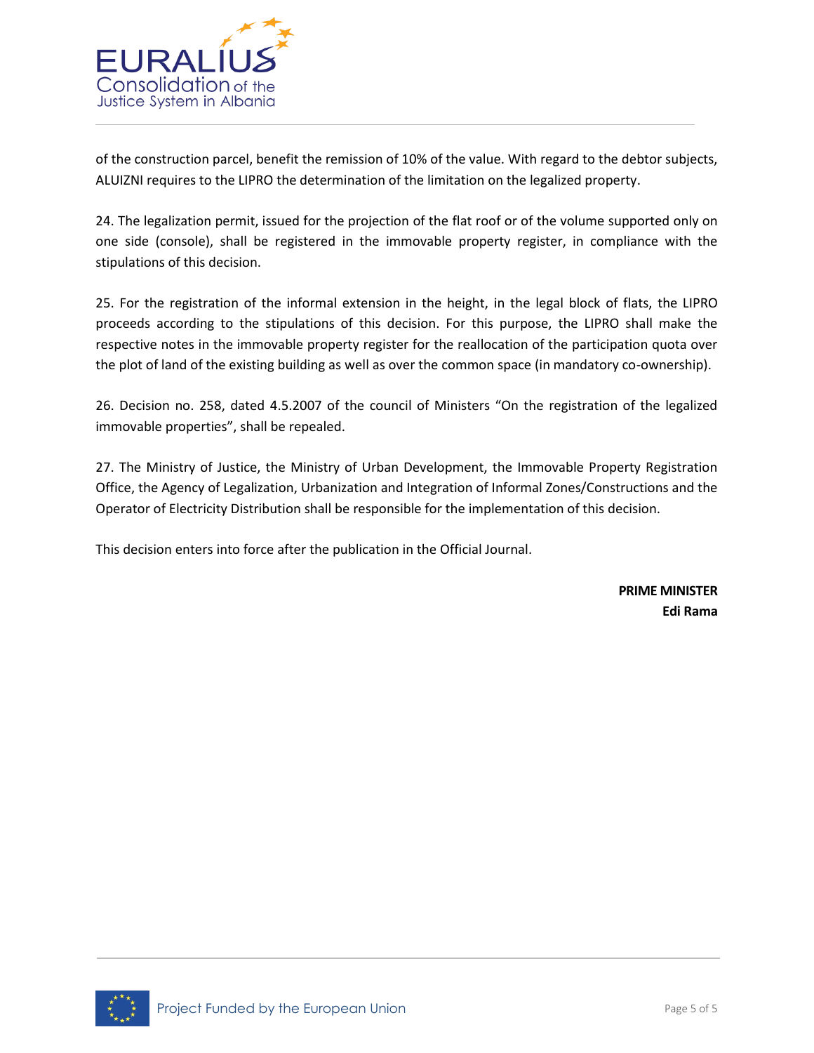of the construction parcel, benefit the remission of 10% of the value. With regard to the debtor subjects, ALUIZNI requires to the LIPRO the determination of the limitation on the legalized property.

24. The legalization permit, issued for the projection of the flat roof or of the volume supported only on one side (console), shall be registered in the immovable property register, in compliance with the stipulations of this decision.

25. For the registration of the informal extension in the height, in the legal block of flats, the LIPRO proceeds according to the stipulations of this decision. For this purpose, the LIPRO shall make the respective notes in the immovable property register for the reallocation of the participation quota over the plot of land of the existing building as well as over the common space (in mandatory co-ownership).

26. Decision no. 258, dated 4.5.2007 of the council of Ministers "On the registration of the legalized immovable properties", shall be repealed.

27. The Ministry of Justice, the Ministry of Urban Development, the Immovable Property Registration Office, the Agency of Legalization, Urbanization and Integration of Informal Zones/Constructions and the Operator of Electricity Distribution shall be responsible for the implementation of this decision.

This decision enters into force after the publication in the Official Journal.

**PRIME MINISTER**
**Edi Rama**